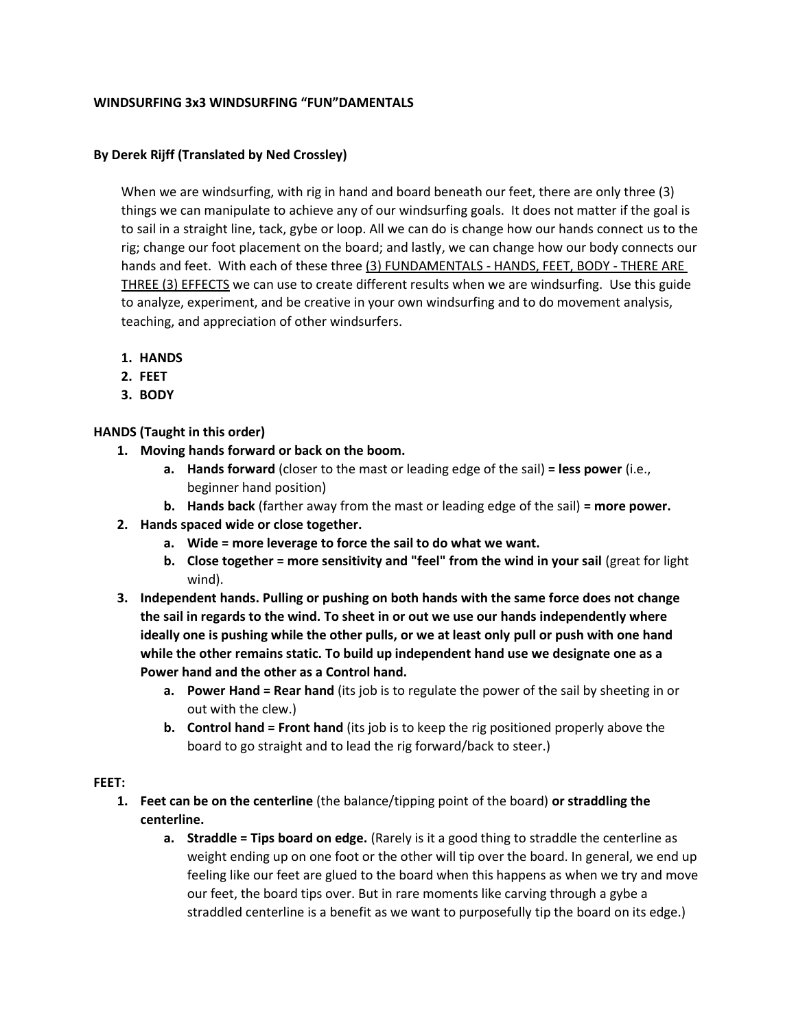**WINDSURFING 3x3 WINDSURFING "FUN"DAMENTALS**

**By Derek Rijff (Translated by Ned Crossley)**

When we are windsurfing, with rig in hand and board beneath our feet, there are only three (3) things we can manipulate to achieve any of our windsurfing goals. It does not matter if the goal is to sail in a straight line, tack, gybe or loop. All we can do is change how our hands connect us to the rig; change our foot placement on the board; and lastly, we can change how our body connects our hands and feet. With each of these three <u>(3) FUNDAMENTALS - HANDS, FEET, BODY - THERE ARE THREE (3) EFFECTS</u> we can use to create different results when we are windsurfing. Use this guide to analyze, experiment, and be creative in your own windsurfing and to do movement analysis, teaching, and appreciation of other windsurfers.

1. **HANDS**
2. **FEET**
3. **BODY**

**HANDS (Taught in this order)**

1. **Moving hands forward or back on the boom.**
    a. **Hands forward** (closer to the mast or leading edge of the sail) **= less power** (i.e., beginner hand position)
    b. **Hands back** (farther away from the mast or leading edge of the sail) **= more power.**
2. **Hands spaced wide or close together.**
    a. **Wide = more leverage to force the sail to do what we want.**
    b. **Close together = more sensitivity and "feel" from the wind in your sail** (great for light wind).
3. **Independent hands. Pulling or pushing on both hands with the same force does not change the sail in regards to the wind. To sheet in or out we use our hands independently where ideally one is pushing while the other pulls, or we at least only pull or push with one hand while the other remains static. To build up independent hand use we designate one as a Power hand and the other as a Control hand.**
    a. **Power Hand = Rear hand** (its job is to regulate the power of the sail by sheeting in or out with the clew.)
    b. **Control hand = Front hand** (its job is to keep the rig positioned properly above the board to go straight and to lead the rig forward/back to steer.)

**FEET:**

1. **Feet can be on the centerline** (the balance/tipping point of the board) **or straddling the centerline.**
    a. **Straddle = Tips board on edge.** (Rarely is it a good thing to straddle the centerline as weight ending up on one foot or the other will tip over the board. In general, we end up feeling like our feet are glued to the board when this happens as when we try and move our feet, the board tips over. But in rare moments like carving through a gybe a straddled centerline is a benefit as we want to purposefully tip the board on its edge.)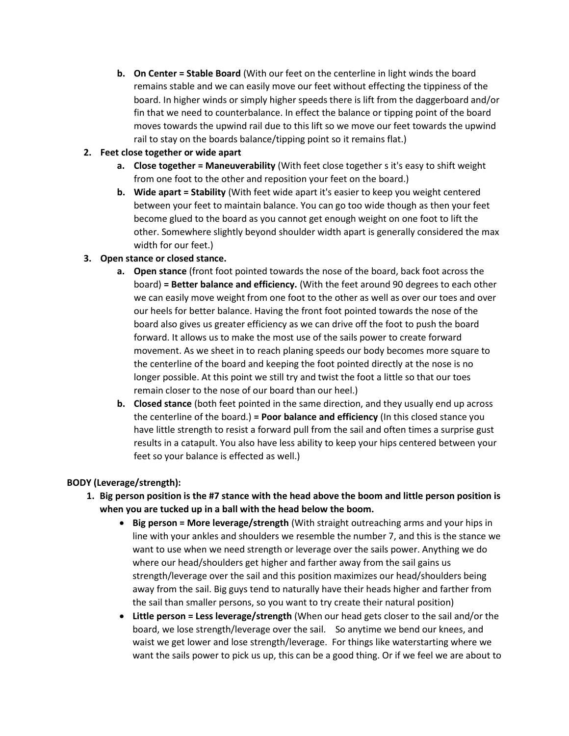b. **On Center = Stable Board** (With our feet on the centerline in light winds the board remains stable and we can easily move our feet without effecting the tippiness of the board. In higher winds or simply higher speeds there is lift from the daggerboard and/or fin that we need to counterbalance. In effect the balance or tipping point of the board moves towards the upwind rail due to this lift so we move our feet towards the upwind rail to stay on the boards balance/tipping point so it remains flat.)

2. **Feet close together or wide apart**
   a. **Close together = Maneuverability** (With feet close together s it's easy to shift weight from one foot to the other and reposition your feet on the board.)
   b. **Wide apart = Stability** (With feet wide apart it's easier to keep you weight centered between your feet to maintain balance. You can go too wide though as then your feet become glued to the board as you cannot get enough weight on one foot to lift the other. Somewhere slightly beyond shoulder width apart is generally considered the max width for our feet.)

3. **Open stance or closed stance.**
   a. **Open stance** (front foot pointed towards the nose of the board, back foot across the board) **= Better balance and efficiency.** (With the feet around 90 degrees to each other we can easily move weight from one foot to the other as well as over our toes and over our heels for better balance. Having the front foot pointed towards the nose of the board also gives us greater efficiency as we can drive off the foot to push the board forward. It allows us to make the most use of the sails power to create forward movement. As we sheet in to reach planing speeds our body becomes more square to the centerline of the board and keeping the foot pointed directly at the nose is no longer possible. At this point we still try and twist the foot a little so that our toes remain closer to the nose of our board than our heel.)
   b. **Closed stance** (both feet pointed in the same direction, and they usually end up across the centerline of the board.) **= Poor balance and efficiency** (In this closed stance you have little strength to resist a forward pull from the sail and often times a surprise gust results in a catapult. You also have less ability to keep your hips centered between your feet so your balance is effected as well.)

**BODY (Leverage/strength):**

1. **Big person position is the #7 stance with the head above the boom and little person position is when you are tucked up in a ball with the head below the boom.**
   - **Big person = More leverage/strength** (With straight outreaching arms and your hips in line with your ankles and shoulders we resemble the number 7, and this is the stance we want to use when we need strength or leverage over the sails power. Anything we do where our head/shoulders get higher and farther away from the sail gains us strength/leverage over the sail and this position maximizes our head/shoulders being away from the sail. Big guys tend to naturally have their heads higher and farther from the sail than smaller persons, so you want to try create their natural position)
   - **Little person = Less leverage/strength** (When our head gets closer to the sail and/or the board, we lose strength/leverage over the sail. So anytime we bend our knees, and waist we get lower and lose strength/leverage. For things like waterstarting where we want the sails power to pick us up, this can be a good thing. Or if we feel we are about to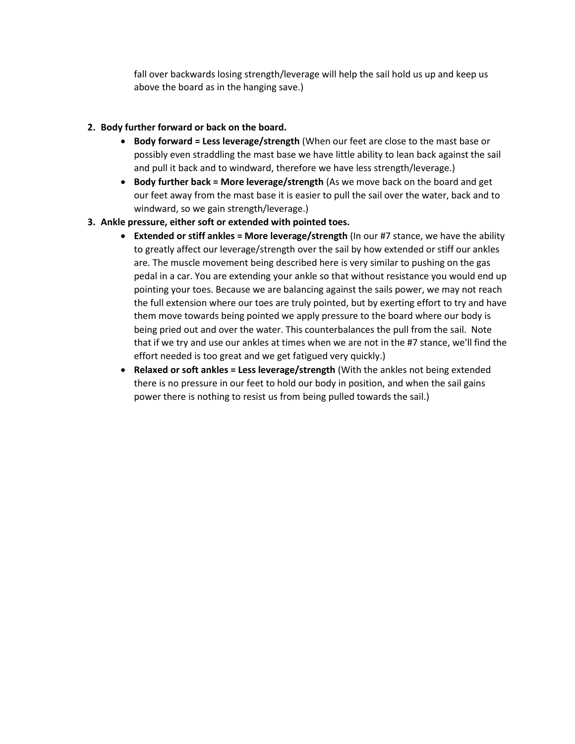fall over backwards losing strength/leverage will help the sail hold us up and keep us above the board as in the hanging save.)

2. **Body further forward or back on the board.**
   - **Body forward = Less leverage/strength** (When our feet are close to the mast base or possibly even straddling the mast base we have little ability to lean back against the sail and pull it back and to windward, therefore we have less strength/leverage.)
   - **Body further back = More leverage/strength** (As we move back on the board and get our feet away from the mast base it is easier to pull the sail over the water, back and to windward, so we gain strength/leverage.)
3. **Ankle pressure, either soft or extended with pointed toes.**
   - **Extended or stiff ankles = More leverage/strength** (In our #7 stance, we have the ability to greatly affect our leverage/strength over the sail by how extended or stiff our ankles are. The muscle movement being described here is very similar to pushing on the gas pedal in a car. You are extending your ankle so that without resistance you would end up pointing your toes. Because we are balancing against the sails power, we may not reach the full extension where our toes are truly pointed, but by exerting effort to try and have them move towards being pointed we apply pressure to the board where our body is being pried out and over the water. This counterbalances the pull from the sail. Note that if we try and use our ankles at times when we are not in the #7 stance, we'll find the effort needed is too great and we get fatigued very quickly.)
   - **Relaxed or soft ankles = Less leverage/strength** (With the ankles not being extended there is no pressure in our feet to hold our body in position, and when the sail gains power there is nothing to resist us from being pulled towards the sail.)